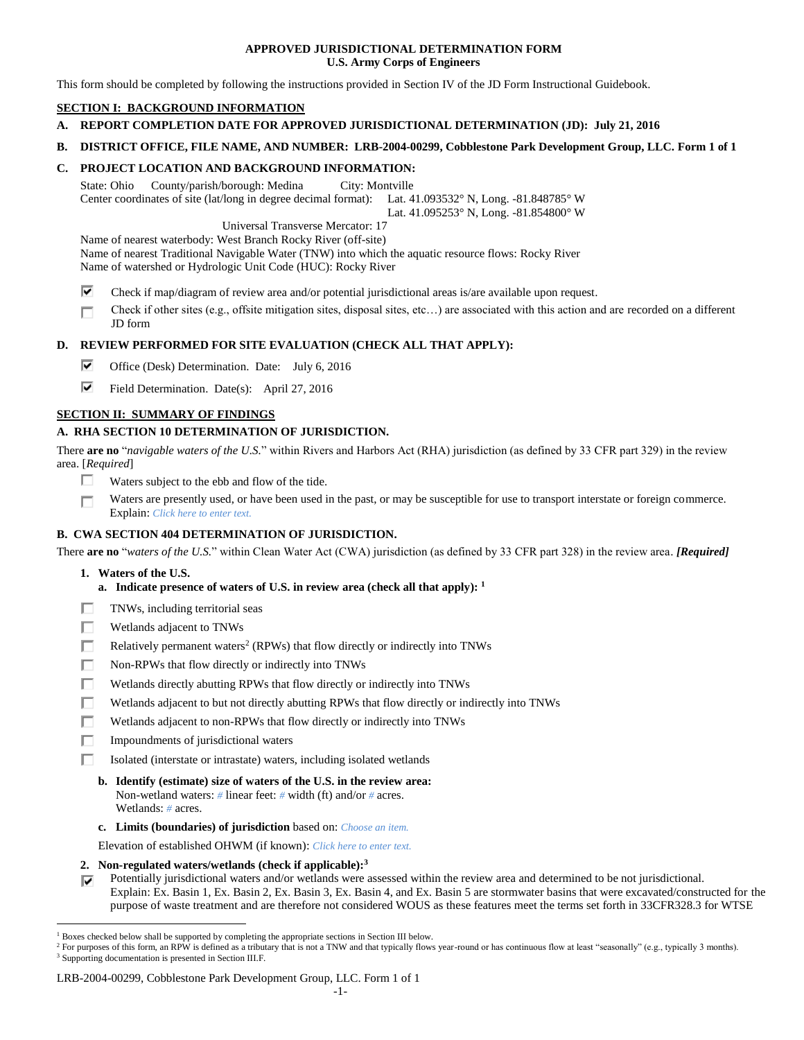# APPROVED JURISDICTIONAL DETERMINATION FORM
## U.S. Army Corps of Engineers

This form should be completed by following the instructions provided in Section IV of the JD Form Instructional Guidebook.

## SECTION I: BACKGROUND INFORMATION

**A. REPORT COMPLETION DATE FOR APPROVED JURISDICTIONAL DETERMINATION (JD): July 21, 2016**

**B. DISTRICT OFFICE, FILE NAME, AND NUMBER: LRB-2004-00299, Cobblestone Park Development Group, LLC. Form 1 of 1**

**C. PROJECT LOCATION AND BACKGROUND INFORMATION:**

State: Ohio County/parish/borough: Medina City: Montville
Center coordinates of site (lat/long in degree decimal format): Lat. 41.093532° N, Long. -81.848785° W
Lat. 41.095253° N, Long. -81.854800° W
Universal Transverse Mercator: 17
Name of nearest waterbody: West Branch Rocky River (off-site)
Name of nearest Traditional Navigable Water (TNW) into which the aquatic resource flows: Rocky River
Name of watershed or Hydrologic Unit Code (HUC): Rocky River

- ☑ Check if map/diagram of review area and/or potential jurisdictional areas is/are available upon request.
- ☐ Check if other sites (e.g., offsite mitigation sites, disposal sites, etc…) are associated with this action and are recorded on a different JD form

**D. REVIEW PERFORMED FOR SITE EVALUATION (CHECK ALL THAT APPLY):**

- ☑ Office (Desk) Determination. Date: July 6, 2016
- ☑ Field Determination. Date(s): April 27, 2016

## SECTION II: SUMMARY OF FINDINGS

### A. RHA SECTION 10 DETERMINATION OF JURISDICTION.

There **are no** "*navigable waters of the U.S.*" within Rivers and Harbors Act (RHA) jurisdiction (as defined by 33 CFR part 329) in the review area. [*Required*]

- ☐ Waters subject to the ebb and flow of the tide.
- ☐ Waters are presently used, or have been used in the past, or may be susceptible for use to transport interstate or foreign commerce. Explain: *Click here to enter text.*

### B. CWA SECTION 404 DETERMINATION OF JURISDICTION.

There **are no** "*waters of the U.S.*" within Clean Water Act (CWA) jurisdiction (as defined by 33 CFR part 328) in the review area. ***[Required]***

**1. Waters of the U.S.**

**a. Indicate presence of waters of U.S. in review area (check all that apply):** [1]

- ☐ TNWs, including territorial seas
- ☐ Wetlands adjacent to TNWs
- ☐ Relatively permanent waters[2] (RPWs) that flow directly or indirectly into TNWs
- ☐ Non-RPWs that flow directly or indirectly into TNWs
- ☐ Wetlands directly abutting RPWs that flow directly or indirectly into TNWs
- ☐ Wetlands adjacent to but not directly abutting RPWs that flow directly or indirectly into TNWs
- ☐ Wetlands adjacent to non-RPWs that flow directly or indirectly into TNWs
- ☐ Impoundments of jurisdictional waters
- ☐ Isolated (interstate or intrastate) waters, including isolated wetlands

**b. Identify (estimate) size of waters of the U.S. in the review area:**
Non-wetland waters: *#* linear feet: *#* width (ft) and/or *#* acres.
Wetlands: *#* acres.

**c. Limits (boundaries) of jurisdiction** based on: *Choose an item.*

Elevation of established OHWM (if known): *Click here to enter text.*

**2. Non-regulated waters/wetlands (check if applicable):**[3]

- ☑ Potentially jurisdictional waters and/or wetlands were assessed within the review area and determined to be not jurisdictional. Explain: Ex. Basin 1, Ex. Basin 2, Ex. Basin 3, Ex. Basin 4, and Ex. Basin 5 are stormwater basins that were excavated/constructed for the purpose of waste treatment and are therefore not considered WOUS as these features meet the terms set forth in 33CFR328.3 for WTSE

---

[1] Boxes checked below shall be supported by completing the appropriate sections in Section III below.
[2] For purposes of this form, an RPW is defined as a tributary that is not a TNW and that typically flows year-round or has continuous flow at least "seasonally" (e.g., typically 3 months).
[3] Supporting documentation is presented in Section III.F.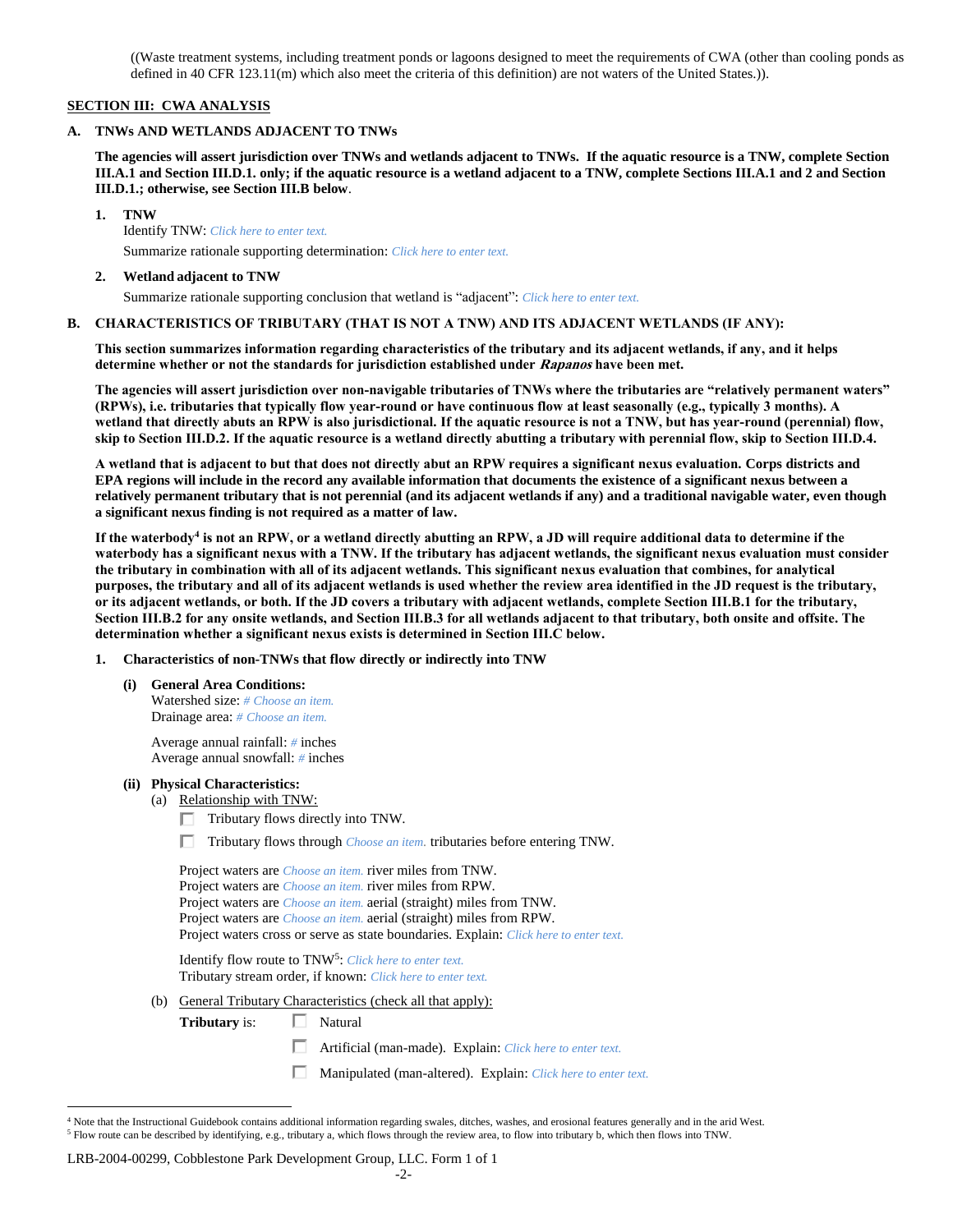((Waste treatment systems, including treatment ponds or lagoons designed to meet the requirements of CWA (other than cooling ponds as defined in 40 CFR 123.11(m) which also meet the criteria of this definition) are not waters of the United States.)).

## SECTION III: CWA ANALYSIS

### A. TNWs AND WETLANDS ADJACENT TO TNWs

**The agencies will assert jurisdiction over TNWs and wetlands adjacent to TNWs. If the aquatic resource is a TNW, complete Section III.A.1 and Section III.D.1. only; if the aquatic resource is a wetland adjacent to a TNW, complete Sections III.A.1 and 2 and Section III.D.1.; otherwise, see Section III.B below**.

1. **TNW**
   Identify TNW: *Click here to enter text.*
   Summarize rationale supporting determination: *Click here to enter text.*

2. **Wetland adjacent to TNW**
   Summarize rationale supporting conclusion that wetland is "adjacent": *Click here to enter text.*

### B. CHARACTERISTICS OF TRIBUTARY (THAT IS NOT A TNW) AND ITS ADJACENT WETLANDS (IF ANY):

**This section summarizes information regarding characteristics of the tributary and its adjacent wetlands, if any, and it helps determine whether or not the standards for jurisdiction established under *Rapanos* have been met.**

**The agencies will assert jurisdiction over non-navigable tributaries of TNWs where the tributaries are "relatively permanent waters" (RPWs), i.e. tributaries that typically flow year-round or have continuous flow at least seasonally (e.g., typically 3 months). A wetland that directly abuts an RPW is also jurisdictional. If the aquatic resource is not a TNW, but has year-round (perennial) flow, skip to Section III.D.2. If the aquatic resource is a wetland directly abutting a tributary with perennial flow, skip to Section III.D.4.**

**A wetland that is adjacent to but that does not directly abut an RPW requires a significant nexus evaluation. Corps districts and EPA regions will include in the record any available information that documents the existence of a significant nexus between a relatively permanent tributary that is not perennial (and its adjacent wetlands if any) and a traditional navigable water, even though a significant nexus finding is not required as a matter of law.**

**If the waterbody[4] is not an RPW, or a wetland directly abutting an RPW, a JD will require additional data to determine if the waterbody has a significant nexus with a TNW. If the tributary has adjacent wetlands, the significant nexus evaluation must consider the tributary in combination with all of its adjacent wetlands. This significant nexus evaluation that combines, for analytical purposes, the tributary and all of its adjacent wetlands is used whether the review area identified in the JD request is the tributary, or its adjacent wetlands, or both. If the JD covers a tributary with adjacent wetlands, complete Section III.B.1 for the tributary, Section III.B.2 for any onsite wetlands, and Section III.B.3 for all wetlands adjacent to that tributary, both onsite and offsite. The determination whether a significant nexus exists is determined in Section III.C below.**

1. **Characteristics of non-TNWs that flow directly or indirectly into TNW**

   **(i) General Area Conditions:**
   Watershed size: *# Choose an item.*
   Drainage area: *# Choose an item.*

   Average annual rainfall: *#* inches
   Average annual snowfall: *#* inches

   **(ii) Physical Characteristics:**
   (a) Relationship with TNW:
   - ☐ Tributary flows directly into TNW.
   - ☐ Tributary flows through *Choose an item.* tributaries before entering TNW.

   Project waters are *Choose an item.* river miles from TNW.
   Project waters are *Choose an item.* river miles from RPW.
   Project waters are *Choose an item.* aerial (straight) miles from TNW.
   Project waters are *Choose an item.* aerial (straight) miles from RPW.
   Project waters cross or serve as state boundaries. Explain: *Click here to enter text.*

   Identify flow route to TNW[5]: *Click here to enter text.*
   Tributary stream order, if known: *Click here to enter text.*

   (b) General Tributary Characteristics (check all that apply):
   **Tributary** is:
   - ☐ Natural
   - ☐ Artificial (man-made). Explain: *Click here to enter text.*
   - ☐ Manipulated (man-altered). Explain: *Click here to enter text.*

---

[4] Note that the Instructional Guidebook contains additional information regarding swales, ditches, washes, and erosional features generally and in the arid West.
[5] Flow route can be described by identifying, e.g., tributary a, which flows through the review area, to flow into tributary b, which then flows into TNW.

LRB-2004-00299, Cobblestone Park Development Group, LLC. Form 1 of 1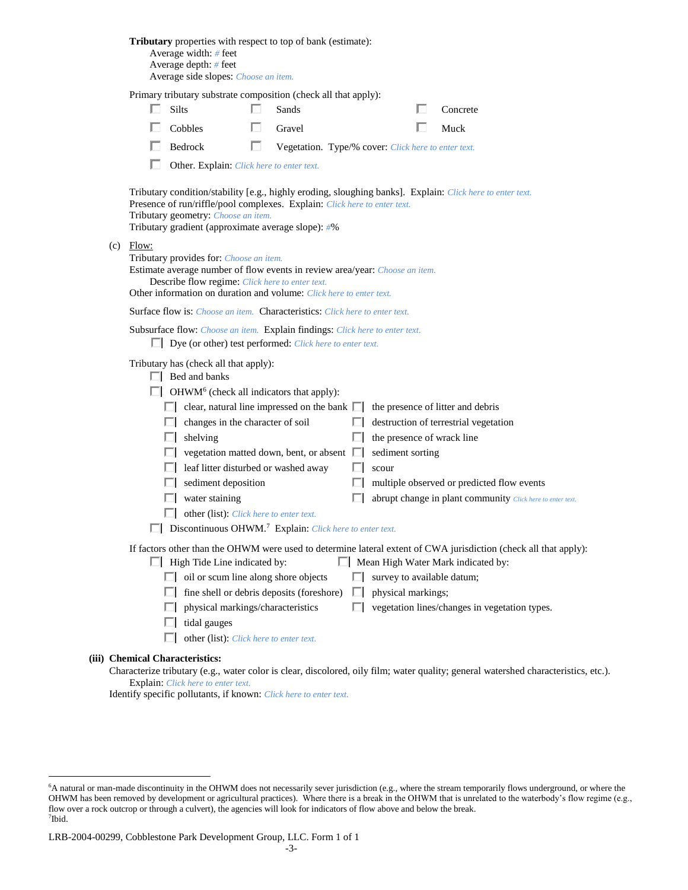**Tributary** properties with respect to top of bank (estimate):
Average width: # feet
Average depth: # feet
Average side slopes: Choose an item.

Primary tributary substrate composition (check all that apply):

- ☐ Silts
- ☐ Sands
- ☐ Concrete
- ☐ Cobbles
- ☐ Gravel
- ☐ Muck
- ☐ Bedrock
- ☐ Vegetation. Type/% cover: Click here to enter text.
- ☐ Other. Explain: Click here to enter text.

Tributary condition/stability [e.g., highly eroding, sloughing banks]. Explain: Click here to enter text.
Presence of run/riffle/pool complexes. Explain: Click here to enter text.
Tributary geometry: Choose an item.
Tributary gradient (approximate average slope): #%

(c) Flow:
Tributary provides for: Choose an item.
Estimate average number of flow events in review area/year: Choose an item.
Describe flow regime: Click here to enter text.
Other information on duration and volume: Click here to enter text.

Surface flow is: Choose an item. Characteristics: Click here to enter text.

Subsurface flow: Choose an item. Explain findings: Click here to enter text.
☐ Dye (or other) test performed: Click here to enter text.

Tributary has (check all that apply):
- ☐ Bed and banks
- ☐ OHWM[6] (check all indicators that apply):
  - ☐ clear, natural line impressed on the bank
  - ☐ the presence of litter and debris
  - ☐ changes in the character of soil
  - ☐ destruction of terrestrial vegetation
  - ☐ shelving
  - ☐ the presence of wrack line
  - ☐ vegetation matted down, bent, or absent
  - ☐ sediment sorting
  - ☐ leaf litter disturbed or washed away
  - ☐ scour
  - ☐ sediment deposition
  - ☐ multiple observed or predicted flow events
  - ☐ water staining
  - ☐ abrupt change in plant community Click here to enter text.
  - ☐ other (list): Click here to enter text.
- ☐ Discontinuous OHWM.[7] Explain: Click here to enter text.

If factors other than the OHWM were used to determine lateral extent of CWA jurisdiction (check all that apply):
- ☐ High Tide Line indicated by:
  - ☐ oil or scum line along shore objects
  - ☐ fine shell or debris deposits (foreshore)
  - ☐ physical markings/characteristics
  - ☐ tidal gauges
  - ☐ other (list): Click here to enter text.
- ☐ Mean High Water Mark indicated by:
  - ☐ survey to available datum;
  - ☐ physical markings;
  - ☐ vegetation lines/changes in vegetation types.

**(iii) Chemical Characteristics:**
Characterize tributary (e.g., water color is clear, discolored, oily film; water quality; general watershed characteristics, etc.).
Explain: Click here to enter text.
Identify specific pollutants, if known: Click here to enter text.

---

[6]A natural or man-made discontinuity in the OHWM does not necessarily sever jurisdiction (e.g., where the stream temporarily flows underground, or where the OHWM has been removed by development or agricultural practices). Where there is a break in the OHWM that is unrelated to the waterbody's flow regime (e.g., flow over a rock outcrop or through a culvert), the agencies will look for indicators of flow above and below the break.
[7]Ibid.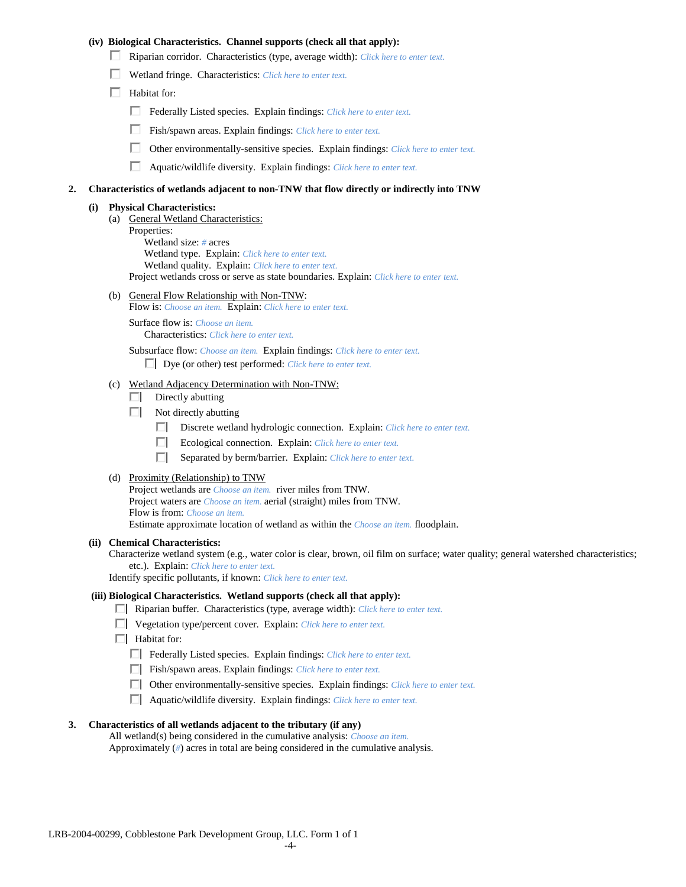(iv) **Biological Characteristics. Channel supports (check all that apply):**

- ☐ Riparian corridor. Characteristics (type, average width): *Click here to enter text.*
- ☐ Wetland fringe. Characteristics: *Click here to enter text.*
- ☐ Habitat for:
  - ☐ Federally Listed species. Explain findings: *Click here to enter text.*
  - ☐ Fish/spawn areas. Explain findings: *Click here to enter text.*
  - ☐ Other environmentally-sensitive species. Explain findings: *Click here to enter text.*
  - ☐ Aquatic/wildlife diversity. Explain findings: *Click here to enter text.*

**2. Characteristics of wetlands adjacent to non-TNW that flow directly or indirectly into TNW**

**(i) Physical Characteristics:**

(a) General Wetland Characteristics:

Properties:

Wetland size: *#* acres

Wetland type. Explain: *Click here to enter text.*

Wetland quality. Explain: *Click here to enter text.*

Project wetlands cross or serve as state boundaries. Explain: *Click here to enter text.*

(b) General Flow Relationship with Non-TNW:

Flow is: *Choose an item.* Explain: *Click here to enter text.*

Surface flow is: *Choose an item.*

Characteristics: *Click here to enter text.*

Subsurface flow: *Choose an item.* Explain findings: *Click here to enter text.*

- ☐ Dye (or other) test performed: *Click here to enter text.*

(c) Wetland Adjacency Determination with Non-TNW:

- ☐ Directly abutting
- ☐ Not directly abutting
  - ☐ Discrete wetland hydrologic connection. Explain: *Click here to enter text.*
  - ☐ Ecological connection. Explain: *Click here to enter text.*
  - ☐ Separated by berm/barrier. Explain: *Click here to enter text.*

(d) Proximity (Relationship) to TNW

Project wetlands are *Choose an item.* river miles from TNW.

Project waters are *Choose an item.* aerial (straight) miles from TNW.

Flow is from: *Choose an item.*

Estimate approximate location of wetland as within the *Choose an item.* floodplain.

**(ii) Chemical Characteristics:**

Characterize wetland system (e.g., water color is clear, brown, oil film on surface; water quality; general watershed characteristics; etc.). Explain: *Click here to enter text.*

Identify specific pollutants, if known: *Click here to enter text.*

**(iii) Biological Characteristics. Wetland supports (check all that apply):**

- ☐ Riparian buffer. Characteristics (type, average width): *Click here to enter text.*
- ☐ Vegetation type/percent cover. Explain: *Click here to enter text.*
- ☐ Habitat for:
  - ☐ Federally Listed species. Explain findings: *Click here to enter text.*
  - ☐ Fish/spawn areas. Explain findings: *Click here to enter text.*
  - ☐ Other environmentally-sensitive species. Explain findings: *Click here to enter text.*
  - ☐ Aquatic/wildlife diversity. Explain findings: *Click here to enter text.*

**3. Characteristics of all wetlands adjacent to the tributary (if any)**

All wetland(s) being considered in the cumulative analysis: *Choose an item.*

Approximately (*#*) acres in total are being considered in the cumulative analysis.

LRB-2004-00299, Cobblestone Park Development Group, LLC. Form 1 of 1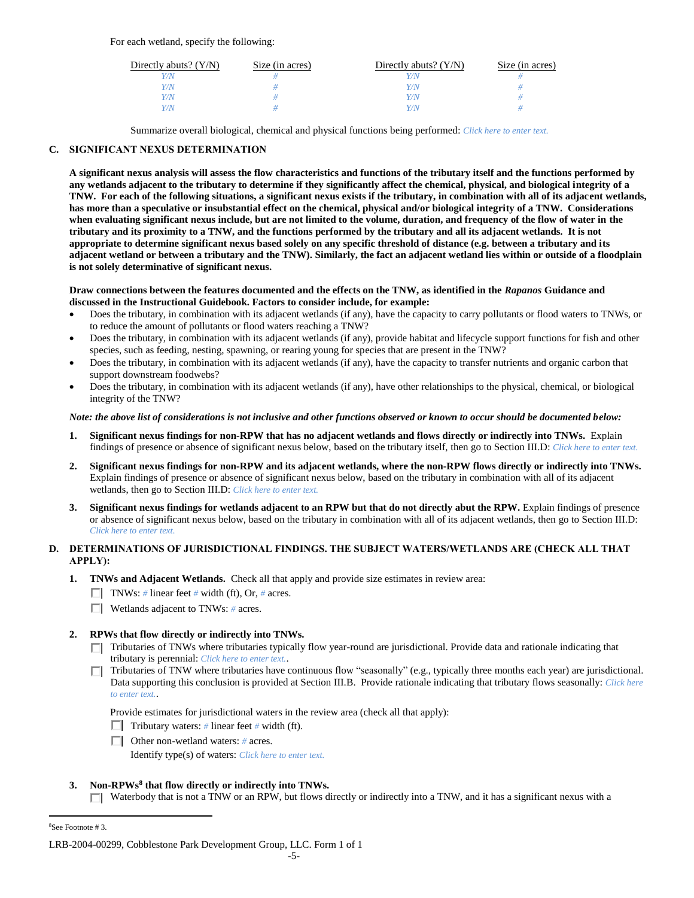For each wetland, specify the following:

| Directly abuts? (Y/N) | Size (in acres) | Directly abuts? (Y/N) | Size (in acres) |
|---|---|---|---|
| *Y/N* | *#* | *Y/N* | *#* |
| *Y/N* | *#* | *Y/N* | *#* |
| *Y/N* | *#* | *Y/N* | *#* |
| *Y/N* | *#* | *Y/N* | *#* |

Summarize overall biological, chemical and physical functions being performed: *Click here to enter text.*

## C. SIGNIFICANT NEXUS DETERMINATION

**A significant nexus analysis will assess the flow characteristics and functions of the tributary itself and the functions performed by any wetlands adjacent to the tributary to determine if they significantly affect the chemical, physical, and biological integrity of a TNW. For each of the following situations, a significant nexus exists if the tributary, in combination with all of its adjacent wetlands, has more than a speculative or insubstantial effect on the chemical, physical and/or biological integrity of a TNW. Considerations when evaluating significant nexus include, but are not limited to the volume, duration, and frequency of the flow of water in the tributary and its proximity to a TNW, and the functions performed by the tributary and all its adjacent wetlands. It is not appropriate to determine significant nexus based solely on any specific threshold of distance (e.g. between a tributary and its adjacent wetland or between a tributary and the TNW). Similarly, the fact an adjacent wetland lies within or outside of a floodplain is not solely determinative of significant nexus.**

**Draw connections between the features documented and the effects on the TNW, as identified in the *Rapanos* Guidance and discussed in the Instructional Guidebook. Factors to consider include, for example:**

- Does the tributary, in combination with its adjacent wetlands (if any), have the capacity to carry pollutants or flood waters to TNWs, or to reduce the amount of pollutants or flood waters reaching a TNW?
- Does the tributary, in combination with its adjacent wetlands (if any), provide habitat and lifecycle support functions for fish and other species, such as feeding, nesting, spawning, or rearing young for species that are present in the TNW?
- Does the tributary, in combination with its adjacent wetlands (if any), have the capacity to transfer nutrients and organic carbon that support downstream foodwebs?
- Does the tributary, in combination with its adjacent wetlands (if any), have other relationships to the physical, chemical, or biological integrity of the TNW?

***Note: the above list of considerations is not inclusive and other functions observed or known to occur should be documented below:***

1. **Significant nexus findings for non-RPW that has no adjacent wetlands and flows directly or indirectly into TNWs.** Explain findings of presence or absence of significant nexus below, based on the tributary itself, then go to Section III.D: *Click here to enter text.*

2. **Significant nexus findings for non-RPW and its adjacent wetlands, where the non-RPW flows directly or indirectly into TNWs.** Explain findings of presence or absence of significant nexus below, based on the tributary in combination with all of its adjacent wetlands, then go to Section III.D: *Click here to enter text.*

3. **Significant nexus findings for wetlands adjacent to an RPW but that do not directly abut the RPW.** Explain findings of presence or absence of significant nexus below, based on the tributary in combination with all of its adjacent wetlands, then go to Section III.D: *Click here to enter text.*

## D. DETERMINATIONS OF JURISDICTIONAL FINDINGS. THE SUBJECT WATERS/WETLANDS ARE (CHECK ALL THAT APPLY):

1. **TNWs and Adjacent Wetlands.** Check all that apply and provide size estimates in review area:
   - ☐ TNWs: *#* linear feet *#* width (ft), Or, *#* acres.
   - ☐ Wetlands adjacent to TNWs: *#* acres.

2. **RPWs that flow directly or indirectly into TNWs.**
   - ☐ Tributaries of TNWs where tributaries typically flow year-round are jurisdictional. Provide data and rationale indicating that tributary is perennial: *Click here to enter text.*.
   - ☐ Tributaries of TNW where tributaries have continuous flow "seasonally" (e.g., typically three months each year) are jurisdictional. Data supporting this conclusion is provided at Section III.B. Provide rationale indicating that tributary flows seasonally: *Click here to enter text.*.

   Provide estimates for jurisdictional waters in the review area (check all that apply):
   - ☐ Tributary waters: *#* linear feet *#* width (ft).
   - ☐ Other non-wetland waters: *#* acres.

     Identify type(s) of waters: *Click here to enter text.*

3. **Non-RPWs[8] that flow directly or indirectly into TNWs.**
   - ☐ Waterbody that is not a TNW or an RPW, but flows directly or indirectly into a TNW, and it has a significant nexus with a

[8]See Footnote # 3.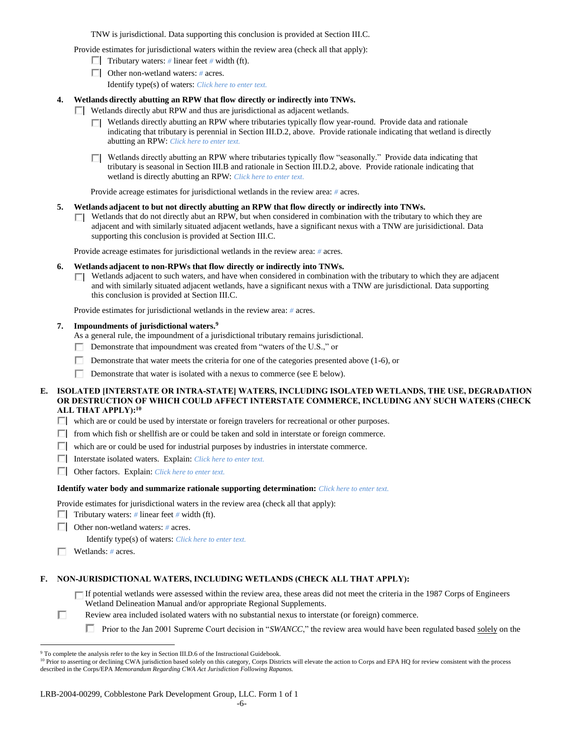TNW is jurisdictional. Data supporting this conclusion is provided at Section III.C.

Provide estimates for jurisdictional waters within the review area (check all that apply):

- ☐ Tributary waters: # linear feet # width (ft).
- ☐ Other non-wetland waters: # acres.

  Identify type(s) of waters: *Click here to enter text.*

**4. Wetlands directly abutting an RPW that flow directly or indirectly into TNWs.**

☐ Wetlands directly abut RPW and thus are jurisdictional as adjacent wetlands.

- ☐ Wetlands directly abutting an RPW where tributaries typically flow year-round. Provide data and rationale indicating that tributary is perennial in Section III.D.2, above. Provide rationale indicating that wetland is directly abutting an RPW: *Click here to enter text.*
- ☐ Wetlands directly abutting an RPW where tributaries typically flow "seasonally." Provide data indicating that tributary is seasonal in Section III.B and rationale in Section III.D.2, above. Provide rationale indicating that wetland is directly abutting an RPW: *Click here to enter text.*

Provide acreage estimates for jurisdictional wetlands in the review area: # acres.

**5. Wetlands adjacent to but not directly abutting an RPW that flow directly or indirectly into TNWs.**

☐ Wetlands that do not directly abut an RPW, but when considered in combination with the tributary to which they are adjacent and with similarly situated adjacent wetlands, have a significant nexus with a TNW are jurisidictional. Data supporting this conclusion is provided at Section III.C.

Provide acreage estimates for jurisdictional wetlands in the review area: # acres.

**6. Wetlands adjacent to non-RPWs that flow directly or indirectly into TNWs.**

☐ Wetlands adjacent to such waters, and have when considered in combination with the tributary to which they are adjacent and with similarly situated adjacent wetlands, have a significant nexus with a TNW are jurisdictional. Data supporting this conclusion is provided at Section III.C.

Provide estimates for jurisdictional wetlands in the review area: # acres.

**7. Impoundments of jurisdictional waters.**[9]

As a general rule, the impoundment of a jurisdictional tributary remains jurisdictional.

- ☐ Demonstrate that impoundment was created from "waters of the U.S.," or
- ☐ Demonstrate that water meets the criteria for one of the categories presented above (1-6), or
- ☐ Demonstrate that water is isolated with a nexus to commerce (see E below).

## E. ISOLATED [INTERSTATE OR INTRA-STATE] WATERS, INCLUDING ISOLATED WETLANDS, THE USE, DEGRADATION OR DESTRUCTION OF WHICH COULD AFFECT INTERSTATE COMMERCE, INCLUDING ANY SUCH WATERS (CHECK ALL THAT APPLY):[10]

- ☐ which are or could be used by interstate or foreign travelers for recreational or other purposes.
- ☐ from which fish or shellfish are or could be taken and sold in interstate or foreign commerce.
- ☐ which are or could be used for industrial purposes by industries in interstate commerce.
- ☐ Interstate isolated waters. Explain: *Click here to enter text.*
- ☐ Other factors. Explain: *Click here to enter text.*

**Identify water body and summarize rationale supporting determination:** *Click here to enter text.*

Provide estimates for jurisdictional waters in the review area (check all that apply):

- ☐ Tributary waters: # linear feet # width (ft).
- ☐ Other non-wetland waters: # acres.

  Identify type(s) of waters: *Click here to enter text.*
- ☐ Wetlands: # acres.

## F. NON-JURISDICTIONAL WATERS, INCLUDING WETLANDS (CHECK ALL THAT APPLY):

- ☐ If potential wetlands were assessed within the review area, these areas did not meet the criteria in the 1987 Corps of Engineers Wetland Delineation Manual and/or appropriate Regional Supplements.
- ☐ Review area included isolated waters with no substantial nexus to interstate (or foreign) commerce.
  - ☐ Prior to the Jan 2001 Supreme Court decision in "*SWANCC*," the review area would have been regulated based solely on the

---

[9] To complete the analysis refer to the key in Section III.D.6 of the Instructional Guidebook.

[10] Prior to asserting or declining CWA jurisdiction based solely on this category, Corps Districts will elevate the action to Corps and EPA HQ for review consistent with the process described in the Corps/EPA *Memorandum Regarding CWA Act Jurisdiction Following Rapanos.*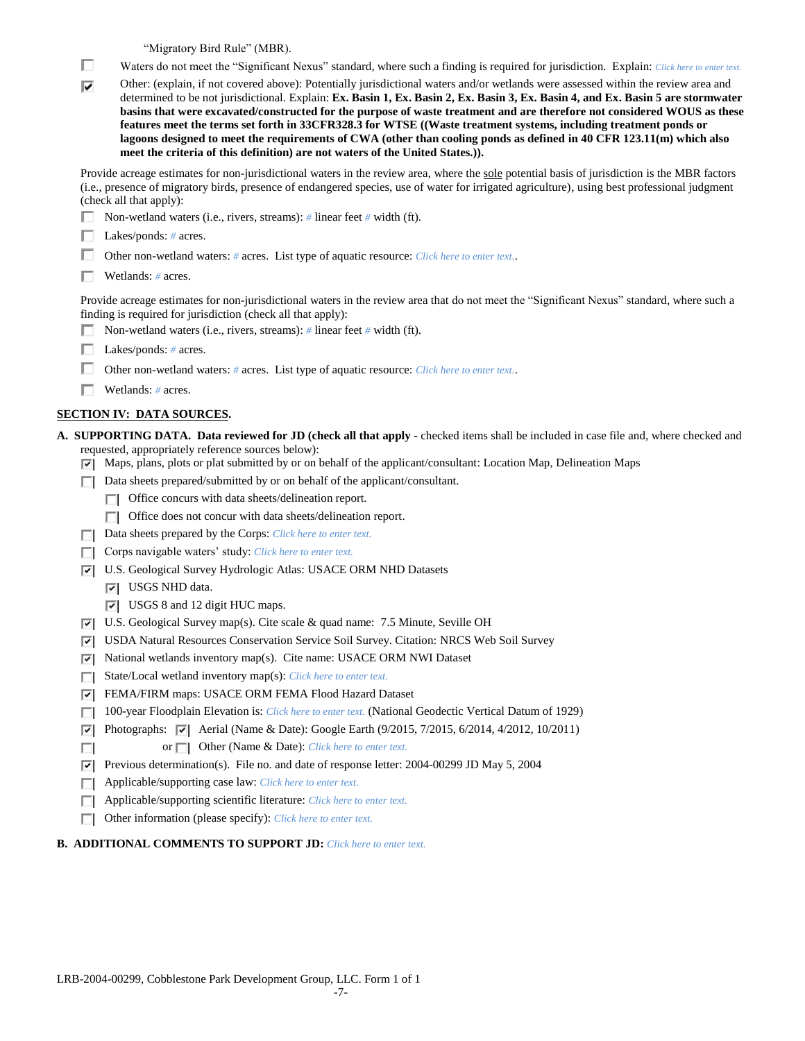"Migratory Bird Rule" (MBR).

☐ Waters do not meet the "Significant Nexus" standard, where such a finding is required for jurisdiction. Explain: Click here to enter text.

☑ Other: (explain, if not covered above): Potentially jurisdictional waters and/or wetlands were assessed within the review area and determined to be not jurisdictional. Explain: **Ex. Basin 1, Ex. Basin 2, Ex. Basin 3, Ex. Basin 4, and Ex. Basin 5 are stormwater basins that were excavated/constructed for the purpose of waste treatment and are therefore not considered WOUS as these features meet the terms set forth in 33CFR328.3 for WTSE ((Waste treatment systems, including treatment ponds or lagoons designed to meet the requirements of CWA (other than cooling ponds as defined in 40 CFR 123.11(m) which also meet the criteria of this definition) are not waters of the United States.)).**

Provide acreage estimates for non-jurisdictional waters in the review area, where the sole potential basis of jurisdiction is the MBR factors (i.e., presence of migratory birds, presence of endangered species, use of water for irrigated agriculture), using best professional judgment (check all that apply):

☐ Non-wetland waters (i.e., rivers, streams): # linear feet # width (ft).

☐ Lakes/ponds: # acres.

☐ Other non-wetland waters: # acres. List type of aquatic resource: Click here to enter text..

☐ Wetlands: # acres.

Provide acreage estimates for non-jurisdictional waters in the review area that do not meet the "Significant Nexus" standard, where such a finding is required for jurisdiction (check all that apply):

☐ Non-wetland waters (i.e., rivers, streams): # linear feet # width (ft).

☐ Lakes/ponds: # acres.

☐ Other non-wetland waters: # acres. List type of aquatic resource: Click here to enter text..

☐ Wetlands: # acres.

## SECTION IV: DATA SOURCES.

**A. SUPPORTING DATA. Data reviewed for JD (check all that apply** - checked items shall be included in case file and, where checked and requested, appropriately reference sources below):

☑ Maps, plans, plots or plat submitted by or on behalf of the applicant/consultant: Location Map, Delineation Maps

☐ Data sheets prepared/submitted by or on behalf of the applicant/consultant.

- ☐ Office concurs with data sheets/delineation report.
- ☐ Office does not concur with data sheets/delineation report.

☐ Data sheets prepared by the Corps: Click here to enter text.

☐ Corps navigable waters' study: Click here to enter text.

☑ U.S. Geological Survey Hydrologic Atlas: USACE ORM NHD Datasets

- ☑ USGS NHD data.
- ☑ USGS 8 and 12 digit HUC maps.

☑ U.S. Geological Survey map(s). Cite scale & quad name: 7.5 Minute, Seville OH

☑ USDA Natural Resources Conservation Service Soil Survey. Citation: NRCS Web Soil Survey

☑ National wetlands inventory map(s). Cite name: USACE ORM NWI Dataset

☐ State/Local wetland inventory map(s): Click here to enter text.

☑ FEMA/FIRM maps: USACE ORM FEMA Flood Hazard Dataset

☐ 100-year Floodplain Elevation is: Click here to enter text. (National Geodectic Vertical Datum of 1929)

☑ Photographs: ☑ Aerial (Name & Date): Google Earth (9/2015, 7/2015, 6/2014, 4/2012, 10/2011)

☐ or ☐ Other (Name & Date): Click here to enter text.

☑ Previous determination(s). File no. and date of response letter: 2004-00299 JD May 5, 2004

☐ Applicable/supporting case law: Click here to enter text.

☐ Applicable/supporting scientific literature: Click here to enter text.

☐ Other information (please specify): Click here to enter text.

**B. ADDITIONAL COMMENTS TO SUPPORT JD:** Click here to enter text.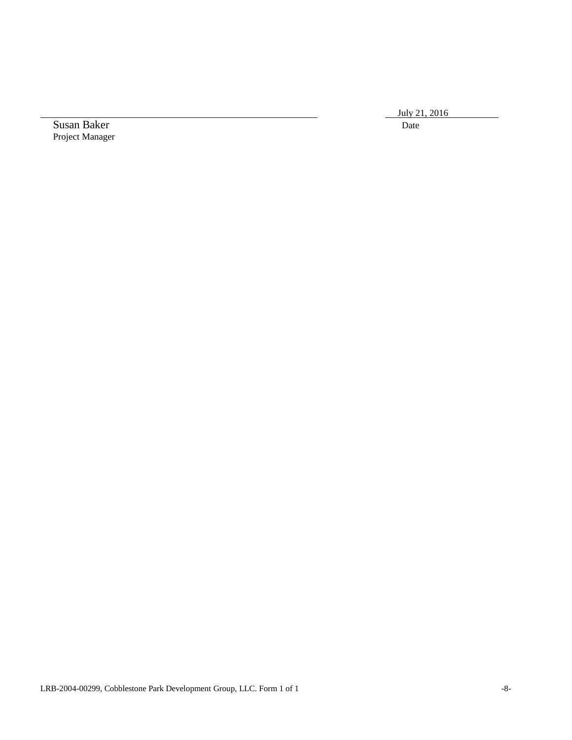\_\_\_\_\_\_\_\_\_\_\_\_\_\_\_\_\_\_\_\_\_\_\_\_\_\_\_\_\_\_\_\_\_\_\_\_\_\_\_\_\_\_\_\_\_\_\_\_

Susan Baker
Project Manager

July 21, 2016
Date